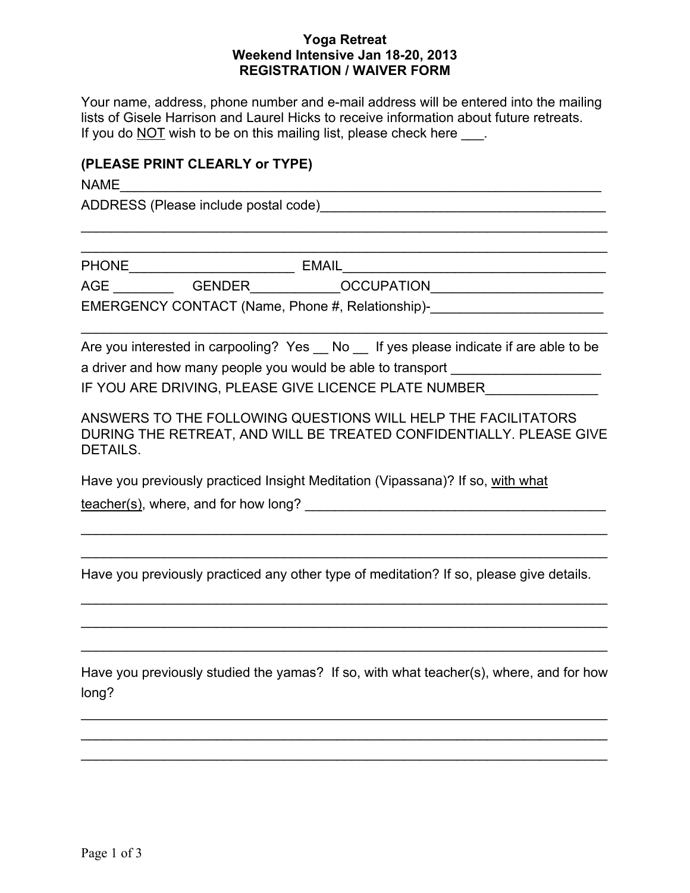# Yoga Retreat
## Weekend Intensive Jan 18-20, 2013
## REGISTRATION / WAIVER FORM

Your name, address, phone number and e-mail address will be entered into the mailing lists of Gisele Harrison and Laurel Hicks to receive information about future retreats. If you do NOT wish to be on this mailing list, please check here ___.

**(PLEASE PRINT CLEARLY or TYPE)**

NAME_______________________________________________________________

ADDRESS (Please include postal code)_____________________________________

_____________________________________________________________________

_____________________________________________________________________

PHONE______________________ EMAIL___________________________________

AGE ________ GENDER___________OCCUPATION______________________

EMERGENCY CONTACT (Name, Phone #, Relationship)-______________________

_____________________________________________________________________

Are you interested in carpooling? Yes __ No __ If yes please indicate if are able to be a driver and how many people you would be able to transport ___________________

IF YOU ARE DRIVING, PLEASE GIVE LICENCE PLATE NUMBER______________

ANSWERS TO THE FOLLOWING QUESTIONS WILL HELP THE FACILITATORS DURING THE RETREAT, AND WILL BE TREATED CONFIDENTIALLY. PLEASE GIVE DETAILS.

Have you previously practiced Insight Meditation (Vipassana)? If so, with what teacher(s), where, and for how long? ________________________________________

_____________________________________________________________________

_____________________________________________________________________

Have you previously practiced any other type of meditation? If so, please give details.

_____________________________________________________________________

_____________________________________________________________________

_____________________________________________________________________

Have you previously studied the yamas? If so, with what teacher(s), where, and for how long?

_____________________________________________________________________

_____________________________________________________________________

_____________________________________________________________________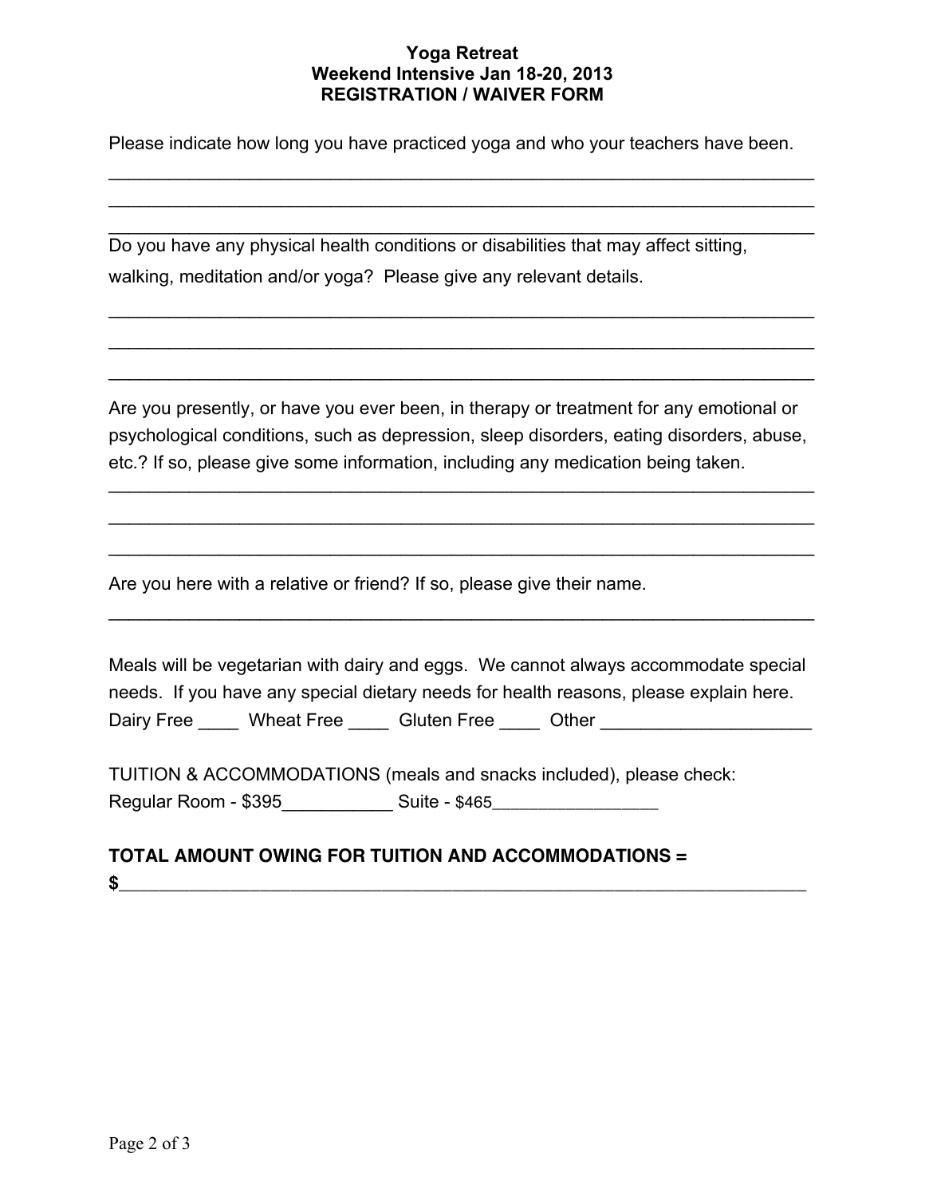**Yoga Retreat**
**Weekend Intensive Jan 18-20, 2013**
**REGISTRATION / WAIVER FORM**

Please indicate how long you have practiced yoga and who your teachers have been.

_______________________________________________________________________

_______________________________________________________________________

_______________________________________________________________________

Do you have any physical health conditions or disabilities that may affect sitting, walking, meditation and/or yoga? Please give any relevant details.

_______________________________________________________________________

_______________________________________________________________________

_______________________________________________________________________

Are you presently, or have you ever been, in therapy or treatment for any emotional or psychological conditions, such as depression, sleep disorders, eating disorders, abuse, etc.? If so, please give some information, including any medication being taken.

_______________________________________________________________________

_______________________________________________________________________

_______________________________________________________________________

Are you here with a relative or friend? If so, please give their name.

_______________________________________________________________________

Meals will be vegetarian with dairy and eggs. We cannot always accommodate special needs. If you have any special dietary needs for health reasons, please explain here.
Dairy Free ____ Wheat Free ____ Gluten Free ____ Other ____________________

TUITION & ACCOMMODATIONS (meals and snacks included), please check:
Regular Room - $395___________ Suite - $465_________________

**TOTAL AMOUNT OWING FOR TUITION AND ACCOMMODATIONS =**
**$**_____________________________________________________________________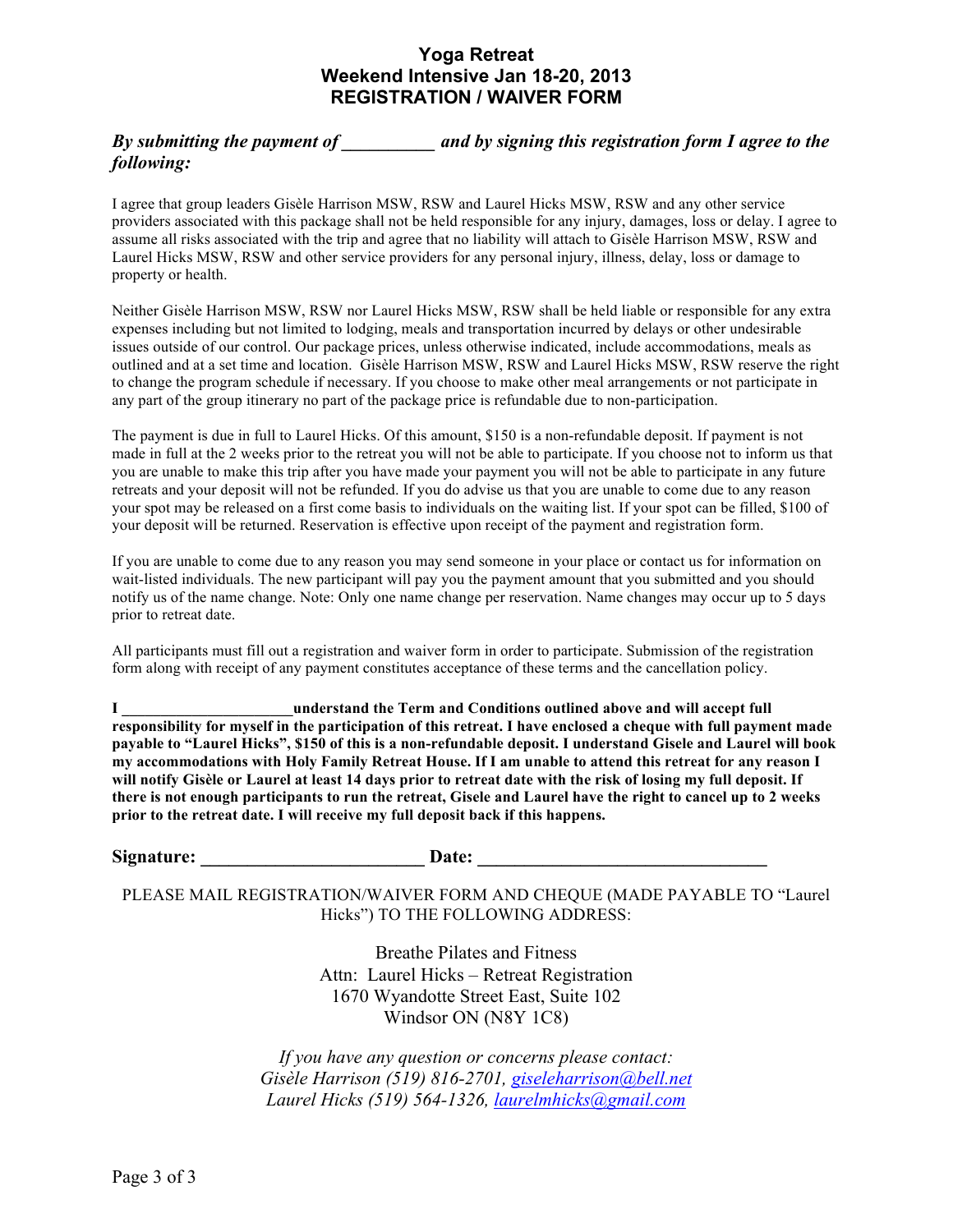# Yoga Retreat
# Weekend Intensive Jan 18-20, 2013
# REGISTRATION / WAIVER FORM

***By submitting the payment of __________ and by signing this registration form I agree to the following:***

I agree that group leaders Gisèle Harrison MSW, RSW and Laurel Hicks MSW, RSW and any other service providers associated with this package shall not be held responsible for any injury, damages, loss or delay. I agree to assume all risks associated with the trip and agree that no liability will attach to Gisèle Harrison MSW, RSW and Laurel Hicks MSW, RSW and other service providers for any personal injury, illness, delay, loss or damage to property or health.

Neither Gisèle Harrison MSW, RSW nor Laurel Hicks MSW, RSW shall be held liable or responsible for any extra expenses including but not limited to lodging, meals and transportation incurred by delays or other undesirable issues outside of our control. Our package prices, unless otherwise indicated, include accommodations, meals as outlined and at a set time and location. Gisèle Harrison MSW, RSW and Laurel Hicks MSW, RSW reserve the right to change the program schedule if necessary. If you choose to make other meal arrangements or not participate in any part of the group itinerary no part of the package price is refundable due to non-participation.

The payment is due in full to Laurel Hicks. Of this amount, $150 is a non-refundable deposit. If payment is not made in full at the 2 weeks prior to the retreat you will not be able to participate. If you choose not to inform us that you are unable to make this trip after you have made your payment you will not be able to participate in any future retreats and your deposit will not be refunded. If you do advise us that you are unable to come due to any reason your spot may be released on a first come basis to individuals on the waiting list. If your spot can be filled, $100 of your deposit will be returned. Reservation is effective upon receipt of the payment and registration form.

If you are unable to come due to any reason you may send someone in your place or contact us for information on wait-listed individuals. The new participant will pay you the payment amount that you submitted and you should notify us of the name change. Note: Only one name change per reservation. Name changes may occur up to 5 days prior to retreat date.

All participants must fill out a registration and waiver form in order to participate. Submission of the registration form along with receipt of any payment constitutes acceptance of these terms and the cancellation policy.

**I _____________________understand the Term and Conditions outlined above and will accept full responsibility for myself in the participation of this retreat. I have enclosed a cheque with full payment made payable to "Laurel Hicks", $150 of this is a non-refundable deposit. I understand Gisele and Laurel will book my accommodations with Holy Family Retreat House. If I am unable to attend this retreat for any reason I will notify Gisèle or Laurel at least 14 days prior to retreat date with the risk of losing my full deposit. If there is not enough participants to run the retreat, Gisele and Laurel have the right to cancel up to 2 weeks prior to the retreat date. I will receive my full deposit back if this happens.**

**Signature: ________________________ Date: _______________________________**

PLEASE MAIL REGISTRATION/WAIVER FORM AND CHEQUE (MADE PAYABLE TO "Laurel Hicks") TO THE FOLLOWING ADDRESS:

Breathe Pilates and Fitness
Attn: Laurel Hicks – Retreat Registration
1670 Wyandotte Street East, Suite 102
Windsor ON (N8Y 1C8)

*If you have any question or concerns please contact:*
*Gisèle Harrison (519) 816-2701, giseleharrison@bell.net*
*Laurel Hicks (519) 564-1326, laurelmhicks@gmail.com*